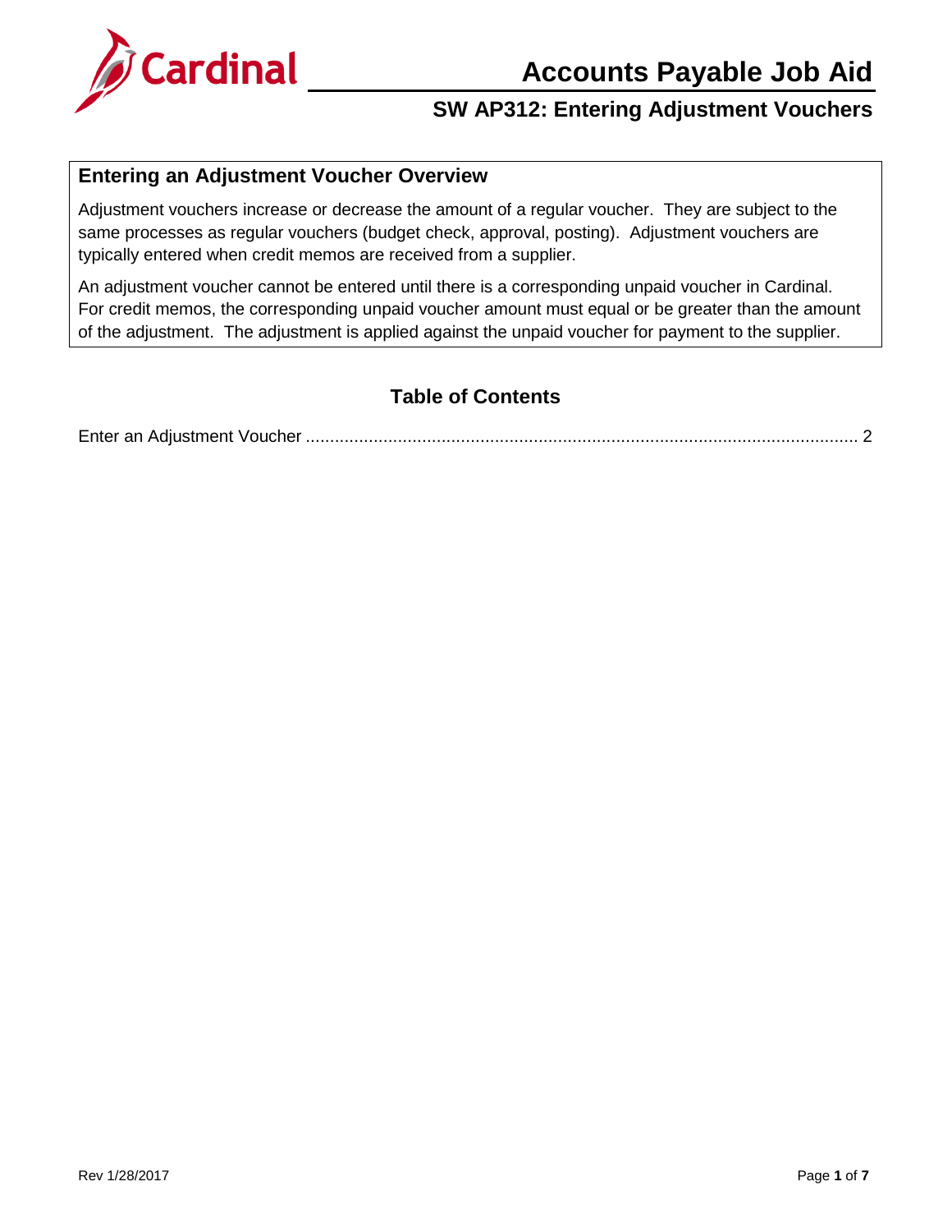# Accounts Payable Job Aid

## SW AP312: Entering Adjustment Vouchers

### Entering an Adjustment Voucher Overview

Adjustment vouchers increase or decrease the amount of a regular voucher. They are subject to the same processes as regular vouchers (budget check, approval, posting). Adjustment vouchers are typically entered when credit memos are received from a supplier.

An adjustment voucher cannot be entered until there is a corresponding unpaid voucher in Cardinal. For credit memos, the corresponding unpaid voucher amount must equal or be greater than the amount of the adjustment. The adjustment is applied against the unpaid voucher for payment to the supplier.

### Table of Contents

Enter an Adjustment Voucher ................................................................................................................. 2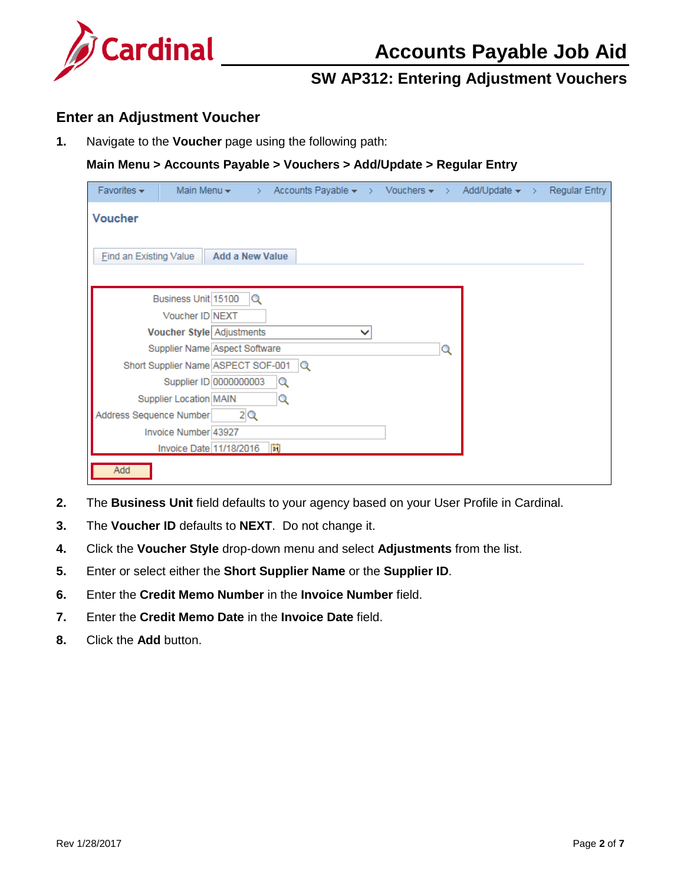## Enter an Adjustment Voucher

1. Navigate to the **Voucher** page using the following path:

   **Main Menu > Accounts Payable > Vouchers > Add/Update > Regular Entry**

2. The **Business Unit** field defaults to your agency based on your User Profile in Cardinal.
3. The **Voucher ID** defaults to **NEXT**. Do not change it.
4. Click the **Voucher Style** drop-down menu and select **Adjustments** from the list.
5. Enter or select either the **Short Supplier Name** or the **Supplier ID**.
6. Enter the **Credit Memo Number** in the **Invoice Number** field.
7. Enter the **Credit Memo Date** in the **Invoice Date** field.
8. Click the **Add** button.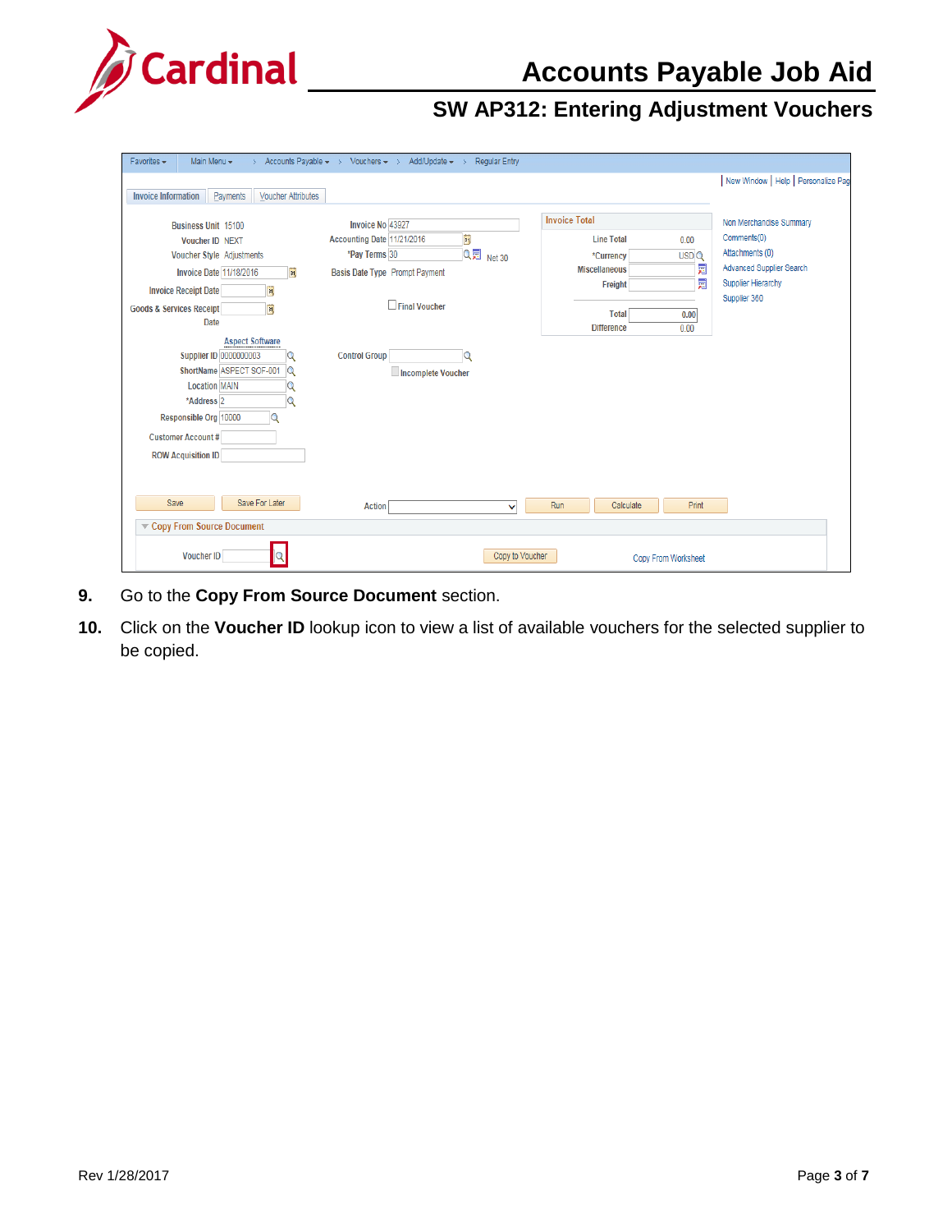9. Go to the **Copy From Source Document** section.
10. Click on the **Voucher ID** lookup icon to view a list of available vouchers for the selected supplier to be copied.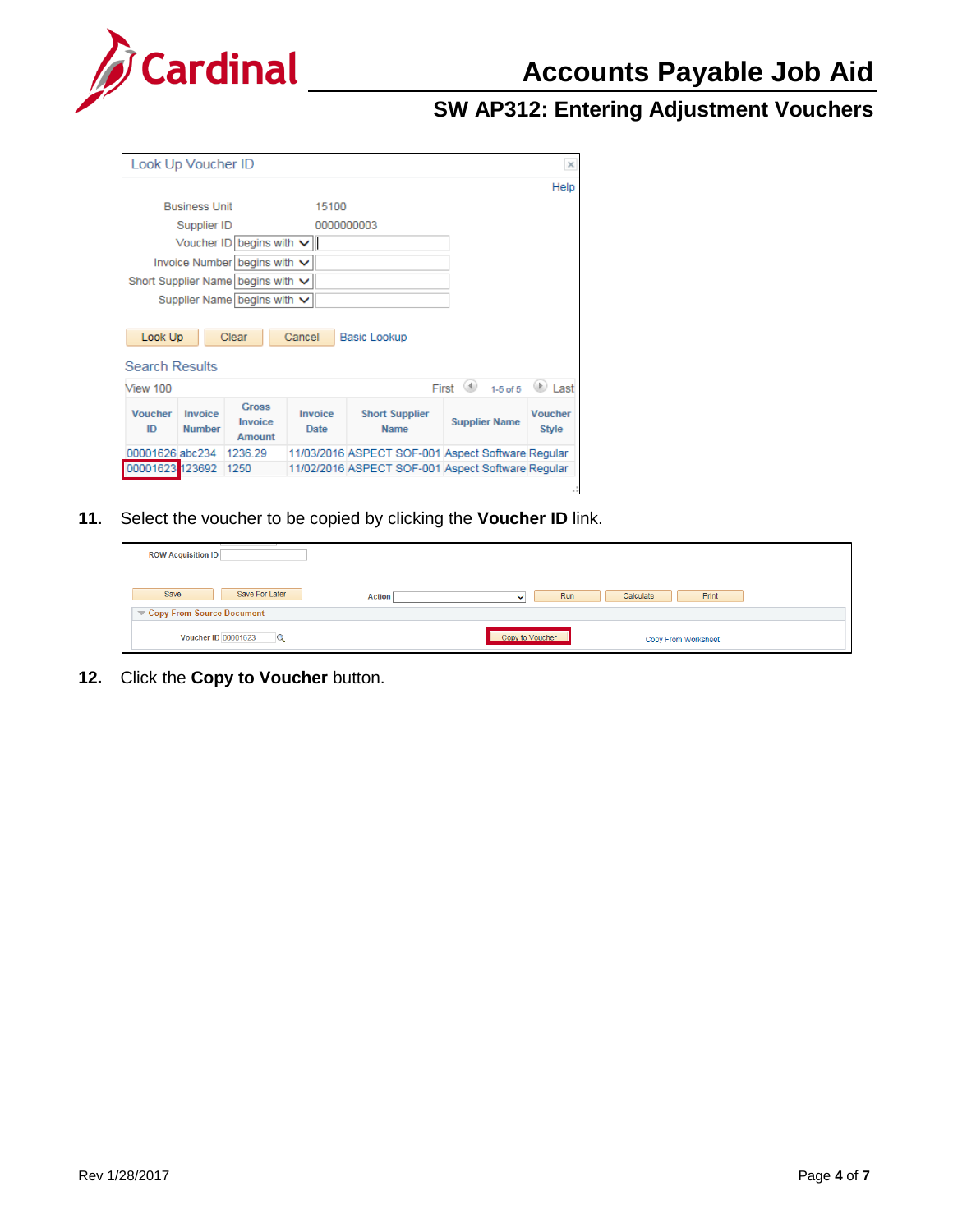**Look Up Voucher ID**

Business Unit: 15100

Supplier ID: 0000000003

Voucher ID: begins with

Invoice Number: begins with

Short Supplier Name: begins with

Supplier Name: begins with

Look Up | Clear | Cancel | Basic Lookup

**Search Results**

| Voucher ID | Invoice Number | Gross Invoice Amount | Invoice Date | Short Supplier Name | Supplier Name | Voucher Style |
|---|---|---|---|---|---|---|
| 00001626 | abc234 | 1236.29 | 11/03/2016 | ASPECT SOF-001 | Aspect Software | Regular |
| 00001623 | 123692 | 1250 | 11/02/2016 | ASPECT SOF-001 | Aspect Software | Regular |

**11.** Select the voucher to be copied by clicking the **Voucher ID** link.

ROW Acquisition ID

Save | Save For Later | Action | Run | Calculate | Print

Copy From Source Document

Voucher ID 00001623 | Copy to Voucher | Copy From Worksheet

**12.** Click the **Copy to Voucher** button.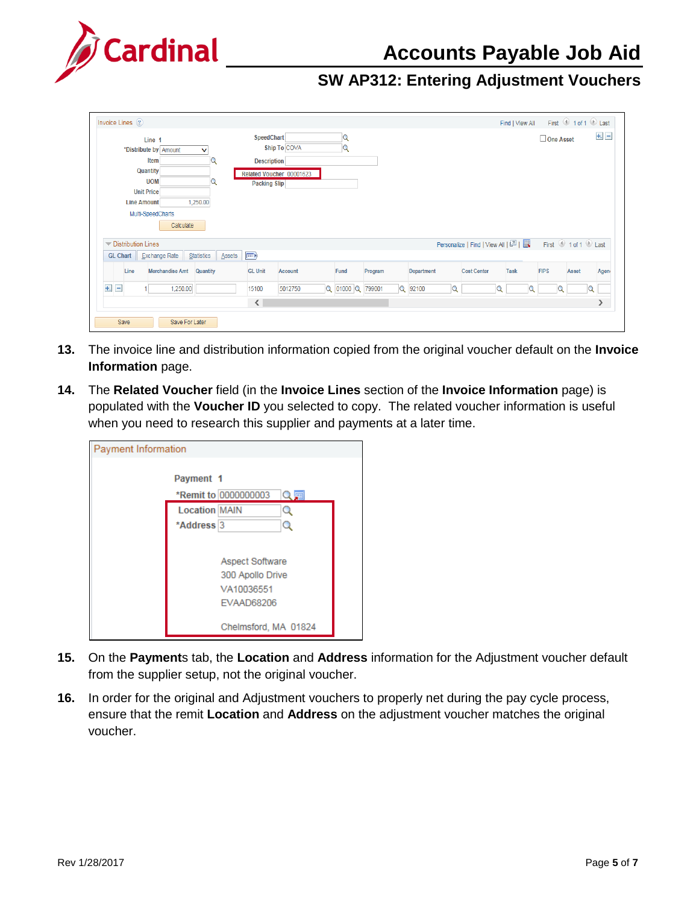13. The invoice line and distribution information copied from the original voucher default on the **Invoice Information** page.

14. The **Related Voucher** field (in the **Invoice Lines** section of the **Invoice Information** page) is populated with the **Voucher ID** you selected to copy. The related voucher information is useful when you need to research this supplier and payments at a later time.

15. On the **Payment**s tab, the **Location** and **Address** information for the Adjustment voucher default from the supplier setup, not the original voucher.

16. In order for the original and Adjustment vouchers to properly net during the pay cycle process, ensure that the remit **Location** and **Address** on the adjustment voucher matches the original voucher.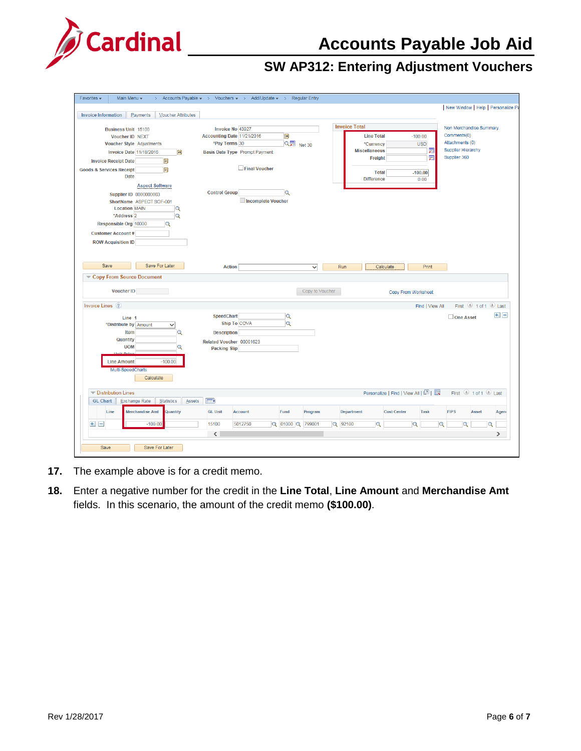17. The example above is for a credit memo.

18. Enter a negative number for the credit in the **Line Total**, **Line Amount** and **Merchandise Amt** fields. In this scenario, the amount of the credit memo **($100.00)**.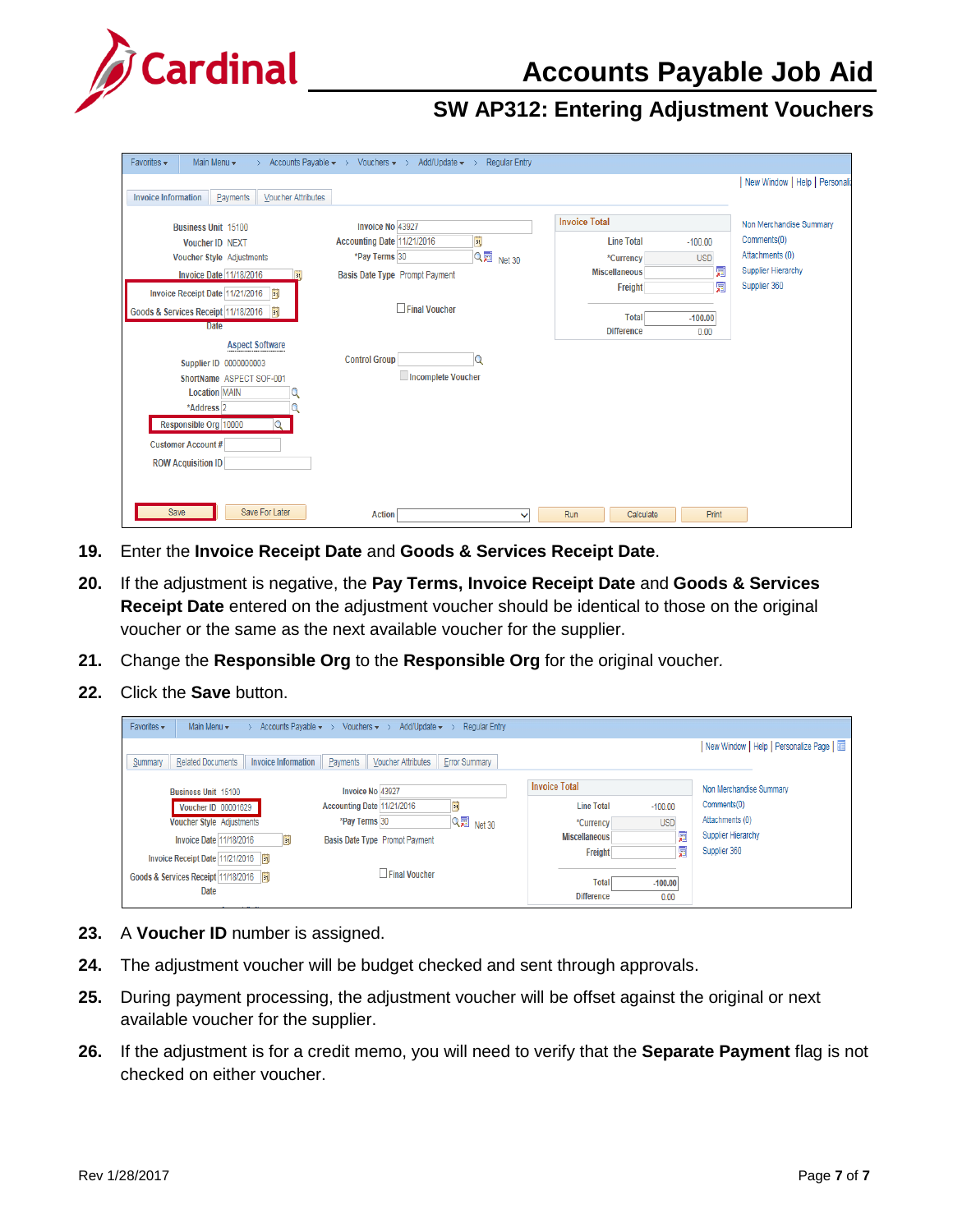19. Enter the **Invoice Receipt Date** and **Goods & Services Receipt Date**.
20. If the adjustment is negative, the **Pay Terms, Invoice Receipt Date** and **Goods & Services Receipt Date** entered on the adjustment voucher should be identical to those on the original voucher or the same as the next available voucher for the supplier.
21. Change the **Responsible Org** to the **Responsible Org** for the original voucher.
22. Click the **Save** button.

23. A **Voucher ID** number is assigned.
24. The adjustment voucher will be budget checked and sent through approvals.
25. During payment processing, the adjustment voucher will be offset against the original or next available voucher for the supplier.
26. If the adjustment is for a credit memo, you will need to verify that the **Separate Payment** flag is not checked on either voucher.